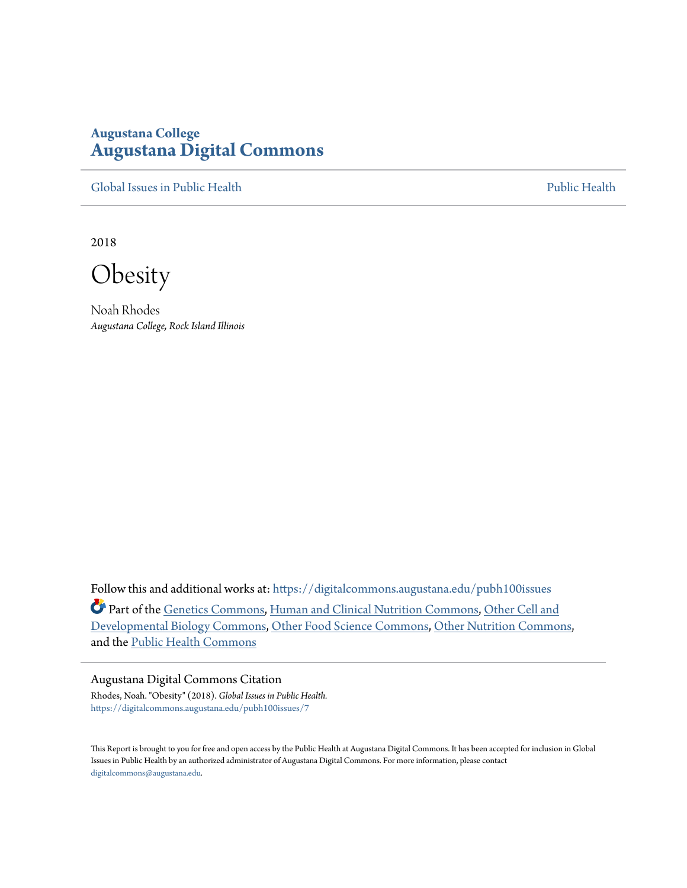Augustana College
**Augustana Digital Commons**

Global Issues in Public Health | Public Health

2018

# Obesity

Noah Rhodes
*Augustana College, Rock Island Illinois*

Follow this and additional works at: https://digitalcommons.augustana.edu/pubh100issues

Part of the Genetics Commons, Human and Clinical Nutrition Commons, Other Cell and Developmental Biology Commons, Other Food Science Commons, Other Nutrition Commons, and the Public Health Commons

## Augustana Digital Commons Citation

Rhodes, Noah. "Obesity" (2018). *Global Issues in Public Health.*
https://digitalcommons.augustana.edu/pubh100issues/7

This Report is brought to you for free and open access by the Public Health at Augustana Digital Commons. It has been accepted for inclusion in Global Issues in Public Health by an authorized administrator of Augustana Digital Commons. For more information, please contact digitalcommons@augustana.edu.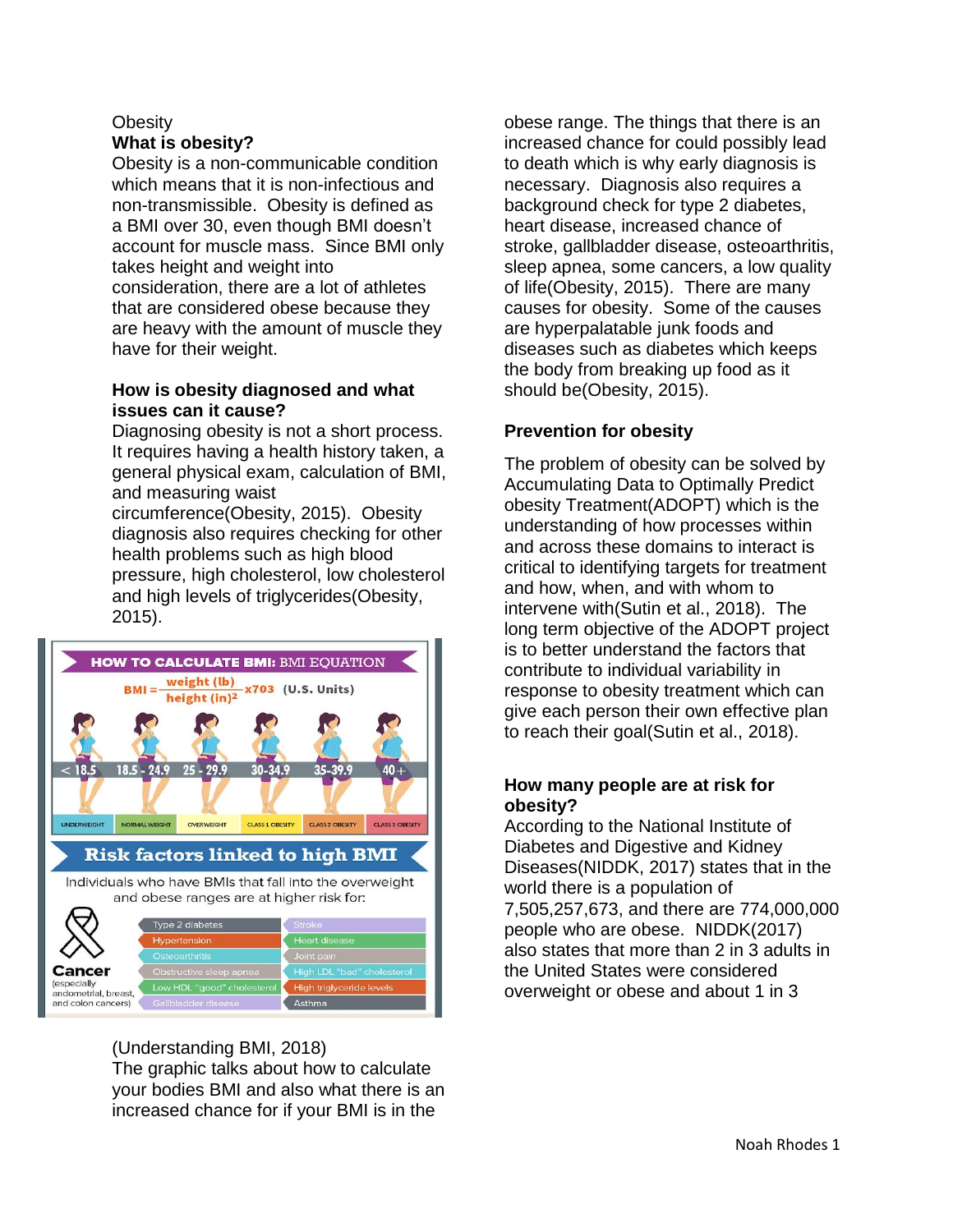Obesity

**What is obesity?**

Obesity is a non-communicable condition which means that it is non-infectious and non-transmissible. Obesity is defined as a BMI over 30, even though BMI doesn't account for muscle mass. Since BMI only takes height and weight into consideration, there are a lot of athletes that are considered obese because they are heavy with the amount of muscle they have for their weight.

**How is obesity diagnosed and what issues can it cause?**

Diagnosing obesity is not a short process. It requires having a health history taken, a general physical exam, calculation of BMI, and measuring waist circumference(Obesity, 2015). Obesity diagnosis also requires checking for other health problems such as high blood pressure, high cholesterol, low cholesterol and high levels of triglycerides(Obesity, 2015).

**HOW TO CALCULATE BMI:** BMI EQUATION

$$BMI = \frac{\text{weight (lb)}}{\text{height (in)}^2} \times 703 \quad \text{(U.S. Units)}$$

| < 18.5 | 18.5 - 24.9 | 25 - 29.9 | 30-34.9 | 35-39.9 | 40 + |
|---|---|---|---|---|---|
| UNDERWEIGHT | NORMAL WEIGHT | OVERWEIGHT | CLASS 1 OBESITY | CLASS 2 OBESITY | CLASS 3 OBESITY |

**Risk factors linked to high BMI**

Individuals who have BMIs that fall into the overweight and obese ranges are at higher risk for:

**Cancer** (especially endometrial, breast, and colon cancers)

| | |
|---|---|
| Type 2 diabetes | Stroke |
| Hypertension | Heart disease |
| Osteoarthritis | Joint pain |
| Obstructive sleep apnea | High LDL "bad" cholesterol |
| Low HDL "good" cholesterol | High triglyceride levels |
| Gallbladder disease | Asthma |

(Understanding BMI, 2018)

The graphic talks about how to calculate your bodies BMI and also what there is an increased chance for if your BMI is in the obese range. The things that there is an increased chance for could possibly lead to death which is why early diagnosis is necessary. Diagnosis also requires a background check for type 2 diabetes, heart disease, increased chance of stroke, gallbladder disease, osteoarthritis, sleep apnea, some cancers, a low quality of life(Obesity, 2015). There are many causes for obesity. Some of the causes are hyperpalatable junk foods and diseases such as diabetes which keeps the body from breaking up food as it should be(Obesity, 2015).

**Prevention for obesity**

The problem of obesity can be solved by Accumulating Data to Optimally Predict obesity Treatment(ADOPT) which is the understanding of how processes within and across these domains to interact is critical to identifying targets for treatment and how, when, and with whom to intervene with(Sutin et al., 2018). The long term objective of the ADOPT project is to better understand the factors that contribute to individual variability in response to obesity treatment which can give each person their own effective plan to reach their goal(Sutin et al., 2018).

**How many people are at risk for obesity?**

According to the National Institute of Diabetes and Digestive and Kidney Diseases(NIDDK, 2017) states that in the world there is a population of 7,505,257,673, and there are 774,000,000 people who are obese. NIDDK(2017) also states that more than 2 in 3 adults in the United States were considered overweight or obese and about 1 in 3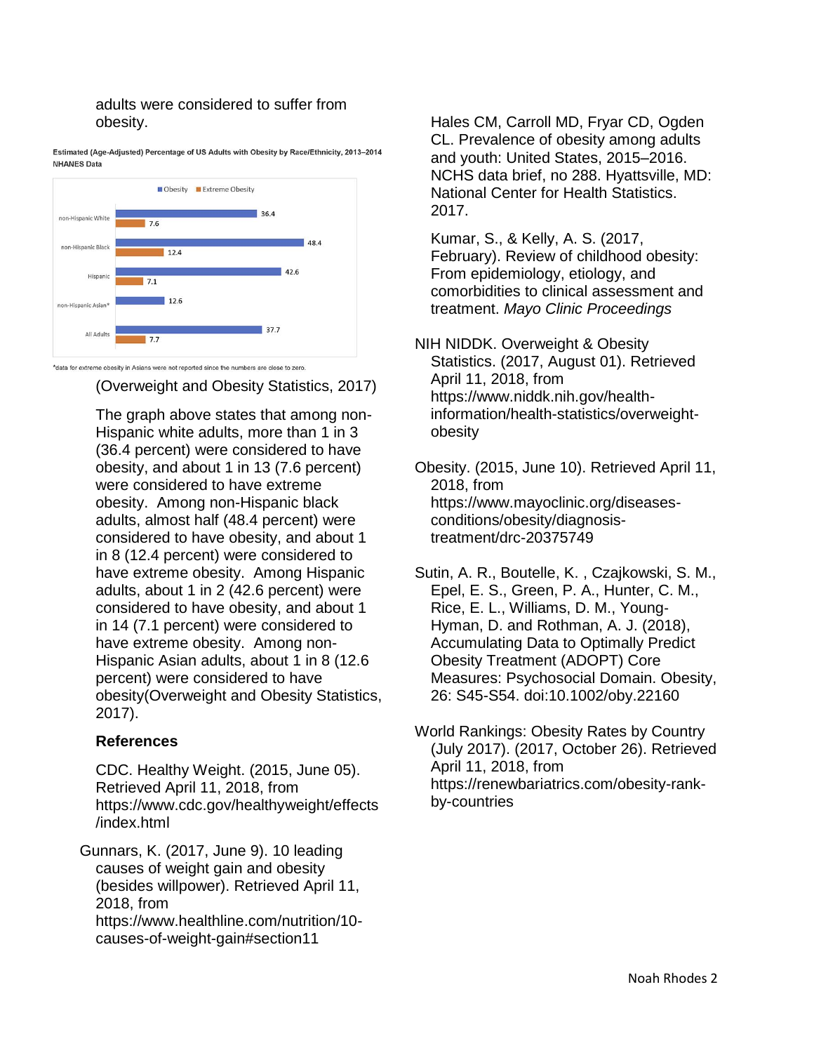adults were considered to suffer from obesity.

Estimated (Age-Adjusted) Percentage of US Adults with Obesity by Race/Ethnicity, 2013–2014 NHANES Data

Obesity
Extreme Obesity

non-Hispanic White
36.4
7.6

non-Hispanic Black
48.4
12.4

Hispanic
42.6
7.1

non-Hispanic Asian*
12.6

All Adults
37.7
7.7

*data for extreme obesity in Asians were not reported since the numbers are close to zero.

(Overweight and Obesity Statistics, 2017)

The graph above states that among non-Hispanic white adults, more than 1 in 3 (36.4 percent) were considered to have obesity, and about 1 in 13 (7.6 percent) were considered to have extreme obesity. Among non-Hispanic black adults, almost half (48.4 percent) were considered to have obesity, and about 1 in 8 (12.4 percent) were considered to have extreme obesity. Among Hispanic adults, about 1 in 2 (42.6 percent) were considered to have obesity, and about 1 in 14 (7.1 percent) were considered to have extreme obesity. Among non-Hispanic Asian adults, about 1 in 8 (12.6 percent) were considered to have obesity(Overweight and Obesity Statistics, 2017).

**References**

CDC. Healthy Weight. (2015, June 05). Retrieved April 11, 2018, from https://www.cdc.gov/healthyweight/effects/index.html

Gunnars, K. (2017, June 9). 10 leading causes of weight gain and obesity (besides willpower). Retrieved April 11, 2018, from https://www.healthline.com/nutrition/10-causes-of-weight-gain#section11

Hales CM, Carroll MD, Fryar CD, Ogden CL. Prevalence of obesity among adults and youth: United States, 2015–2016. NCHS data brief, no 288. Hyattsville, MD: National Center for Health Statistics. 2017.

Kumar, S., & Kelly, A. S. (2017, February). Review of childhood obesity: From epidemiology, etiology, and comorbidities to clinical assessment and treatment. *Mayo Clinic Proceedings*

NIH NIDDK. Overweight & Obesity Statistics. (2017, August 01). Retrieved April 11, 2018, from https://www.niddk.nih.gov/health-information/health-statistics/overweight-obesity

Obesity. (2015, June 10). Retrieved April 11, 2018, from https://www.mayoclinic.org/diseases-conditions/obesity/diagnosis-treatment/drc-20375749

Sutin, A. R., Boutelle, K. , Czajkowski, S. M., Epel, E. S., Green, P. A., Hunter, C. M., Rice, E. L., Williams, D. M., Young-Hyman, D. and Rothman, A. J. (2018), Accumulating Data to Optimally Predict Obesity Treatment (ADOPT) Core Measures: Psychosocial Domain. Obesity, 26: S45-S54. doi:10.1002/oby.22160

World Rankings: Obesity Rates by Country (July 2017). (2017, October 26). Retrieved April 11, 2018, from https://renewbariatrics.com/obesity-rank-by-countries